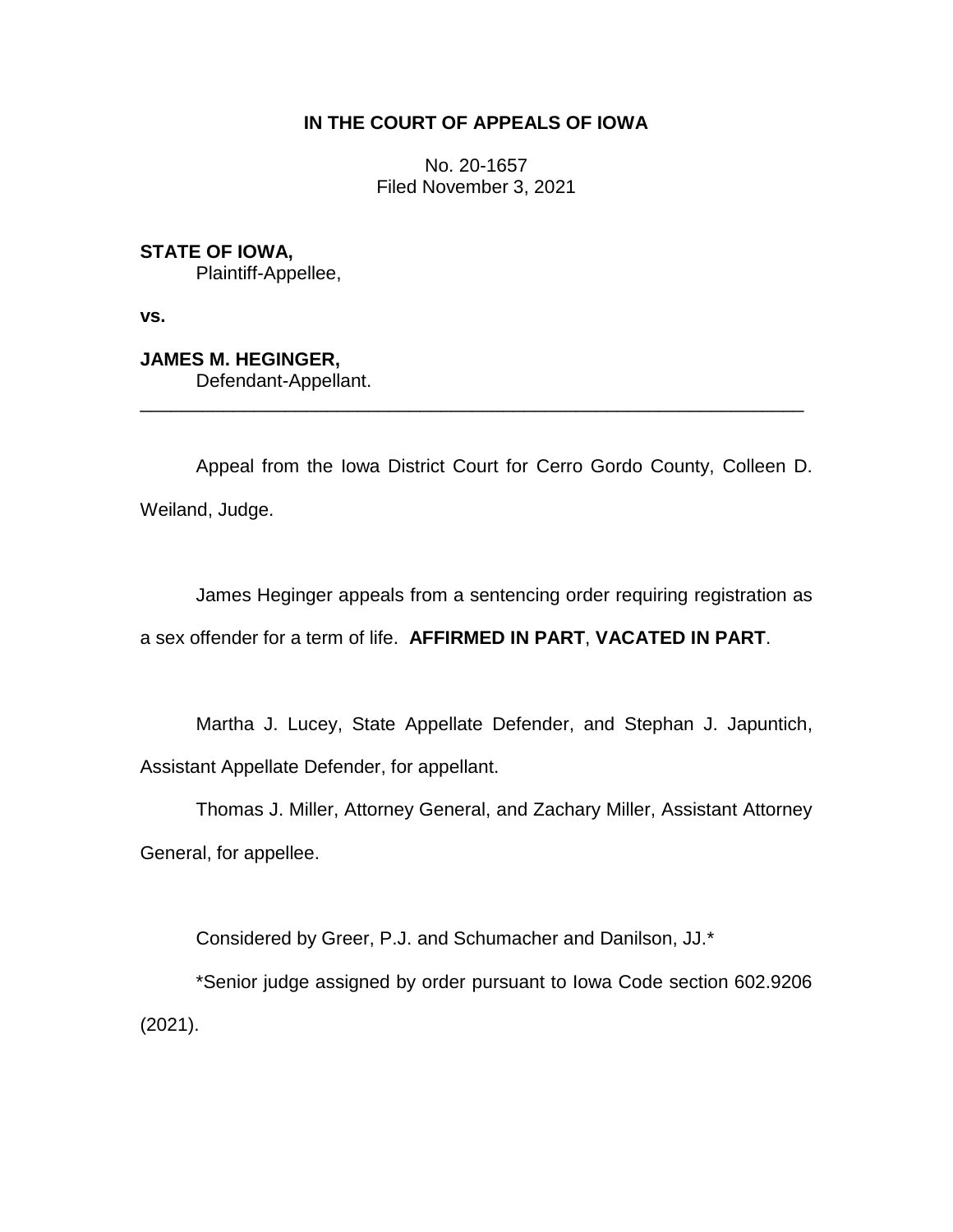# IN THE COURT OF APPEALS OF IOWA

No. 20-1657
Filed November 3, 2021

**STATE OF IOWA,**
Plaintiff-Appellee,

**vs.**

**JAMES M. HEGINGER,**
Defendant-Appellant.

---

Appeal from the Iowa District Court for Cerro Gordo County, Colleen D. Weiland, Judge.

James Heginger appeals from a sentencing order requiring registration as a sex offender for a term of life. **AFFIRMED IN PART**, **VACATED IN PART**.

Martha J. Lucey, State Appellate Defender, and Stephan J. Japuntich, Assistant Appellate Defender, for appellant.

Thomas J. Miller, Attorney General, and Zachary Miller, Assistant Attorney General, for appellee.

Considered by Greer, P.J. and Schumacher and Danilson, JJ.*

*Senior judge assigned by order pursuant to Iowa Code section 602.9206 (2021).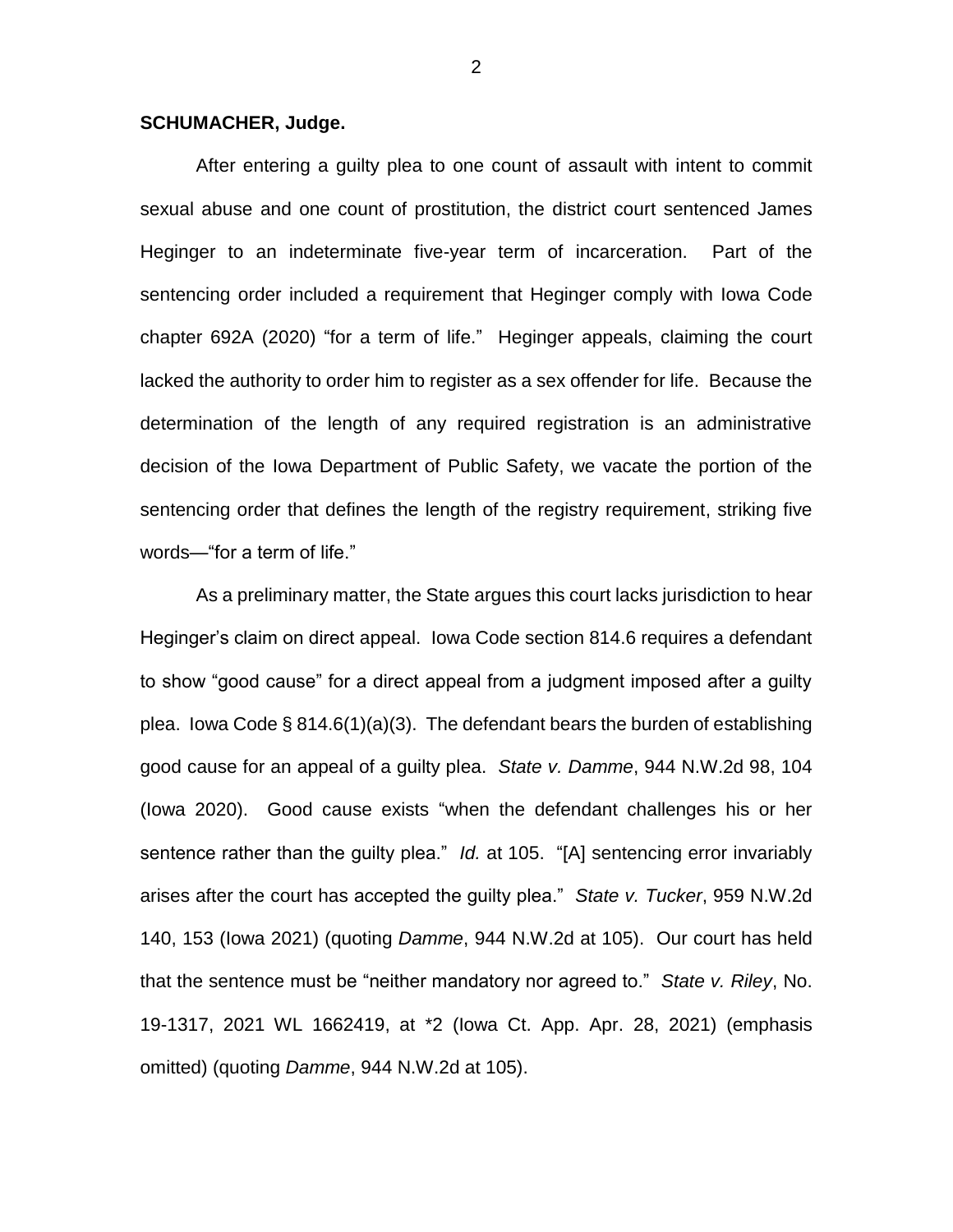**SCHUMACHER, Judge.**

After entering a guilty plea to one count of assault with intent to commit sexual abuse and one count of prostitution, the district court sentenced James Heginger to an indeterminate five-year term of incarceration. Part of the sentencing order included a requirement that Heginger comply with Iowa Code chapter 692A (2020) "for a term of life." Heginger appeals, claiming the court lacked the authority to order him to register as a sex offender for life. Because the determination of the length of any required registration is an administrative decision of the Iowa Department of Public Safety, we vacate the portion of the sentencing order that defines the length of the registry requirement, striking five words—"for a term of life."

As a preliminary matter, the State argues this court lacks jurisdiction to hear Heginger's claim on direct appeal. Iowa Code section 814.6 requires a defendant to show "good cause" for a direct appeal from a judgment imposed after a guilty plea. Iowa Code § 814.6(1)(a)(3). The defendant bears the burden of establishing good cause for an appeal of a guilty plea. *State v. Damme*, 944 N.W.2d 98, 104 (Iowa 2020). Good cause exists "when the defendant challenges his or her sentence rather than the guilty plea." *Id.* at 105. "[A] sentencing error invariably arises after the court has accepted the guilty plea." *State v. Tucker*, 959 N.W.2d 140, 153 (Iowa 2021) (quoting *Damme*, 944 N.W.2d at 105). Our court has held that the sentence must be "neither mandatory nor agreed to." *State v. Riley*, No. 19-1317, 2021 WL 1662419, at *2 (Iowa Ct. App. Apr. 28, 2021) (emphasis omitted) (quoting *Damme*, 944 N.W.2d at 105).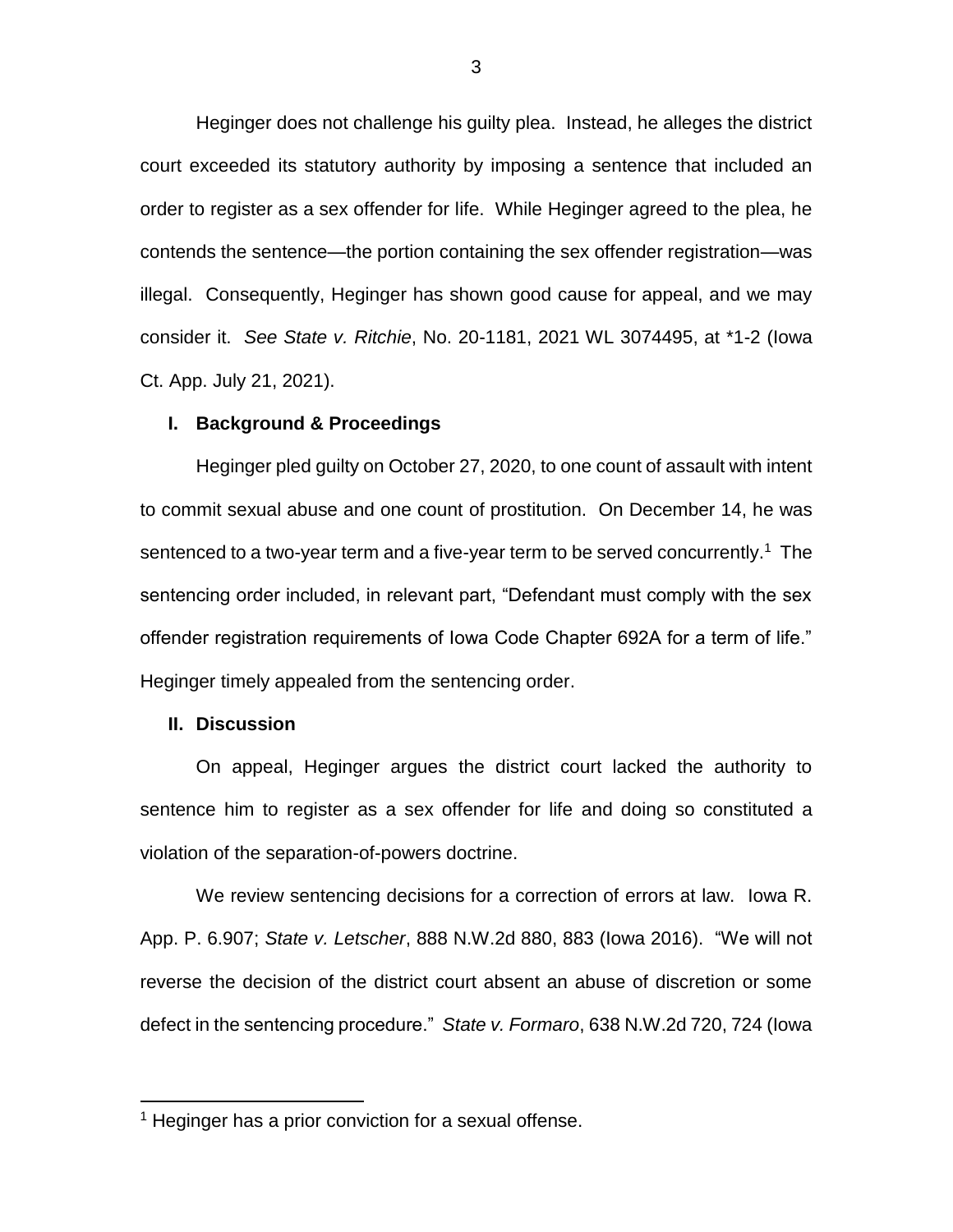Heginger does not challenge his guilty plea. Instead, he alleges the district court exceeded its statutory authority by imposing a sentence that included an order to register as a sex offender for life. While Heginger agreed to the plea, he contends the sentence—the portion containing the sex offender registration—was illegal. Consequently, Heginger has shown good cause for appeal, and we may consider it. *See State v. Ritchie*, No. 20-1181, 2021 WL 3074495, at *1-2 (Iowa Ct. App. July 21, 2021).

## I. Background & Proceedings

Heginger pled guilty on October 27, 2020, to one count of assault with intent to commit sexual abuse and one count of prostitution. On December 14, he was sentenced to a two-year term and a five-year term to be served concurrently.[1] The sentencing order included, in relevant part, "Defendant must comply with the sex offender registration requirements of Iowa Code Chapter 692A for a term of life." Heginger timely appealed from the sentencing order.

## II. Discussion

On appeal, Heginger argues the district court lacked the authority to sentence him to register as a sex offender for life and doing so constituted a violation of the separation-of-powers doctrine.

We review sentencing decisions for a correction of errors at law. Iowa R. App. P. 6.907; *State v. Letscher*, 888 N.W.2d 880, 883 (Iowa 2016). "We will not reverse the decision of the district court absent an abuse of discretion or some defect in the sentencing procedure." *State v. Formaro*, 638 N.W.2d 720, 724 (Iowa

[1] Heginger has a prior conviction for a sexual offense.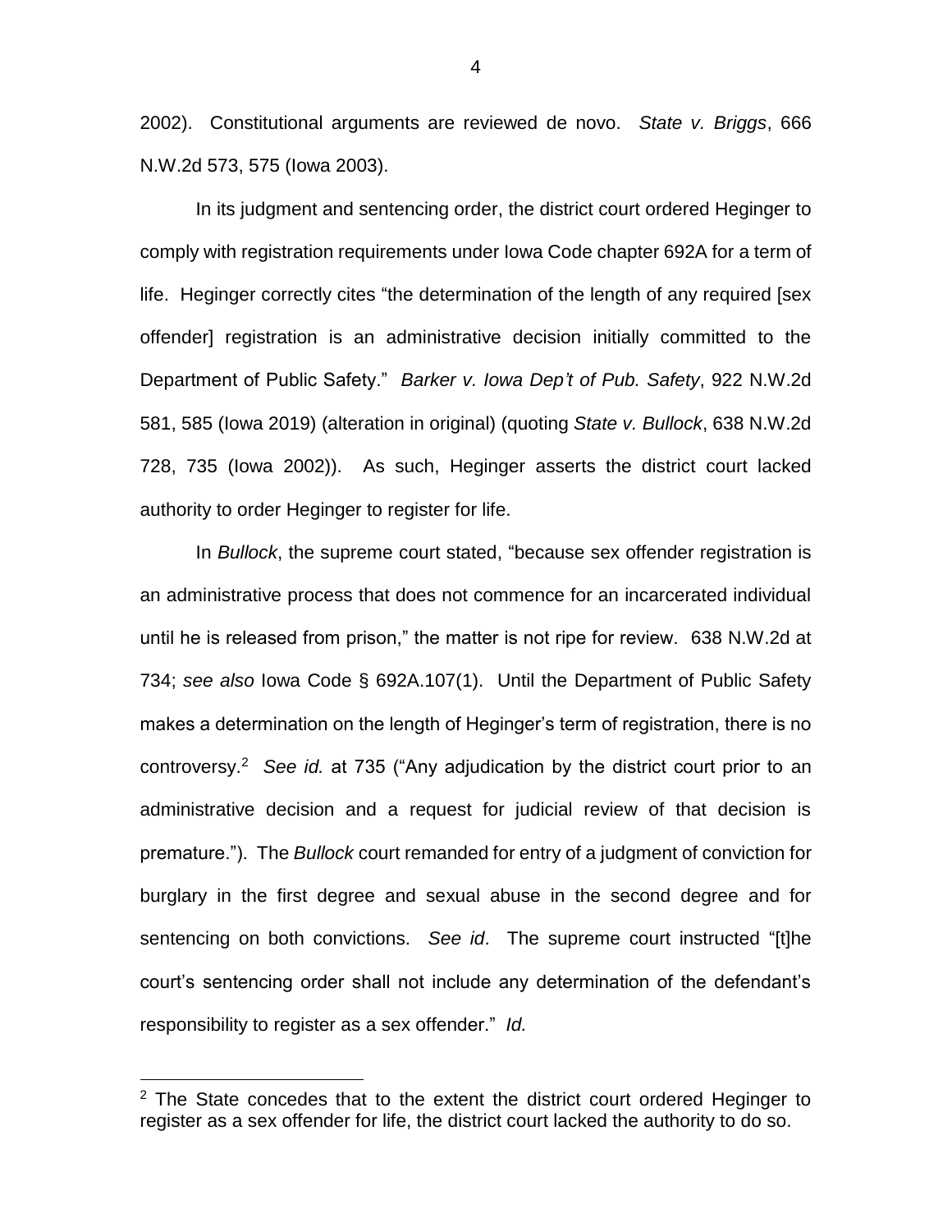2002). Constitutional arguments are reviewed de novo. *State v. Briggs*, 666 N.W.2d 573, 575 (Iowa 2003).

In its judgment and sentencing order, the district court ordered Heginger to comply with registration requirements under Iowa Code chapter 692A for a term of life. Heginger correctly cites "the determination of the length of any required [sex offender] registration is an administrative decision initially committed to the Department of Public Safety." *Barker v. Iowa Dep't of Pub. Safety*, 922 N.W.2d 581, 585 (Iowa 2019) (alteration in original) (quoting *State v. Bullock*, 638 N.W.2d 728, 735 (Iowa 2002)). As such, Heginger asserts the district court lacked authority to order Heginger to register for life.

In *Bullock*, the supreme court stated, "because sex offender registration is an administrative process that does not commence for an incarcerated individual until he is released from prison," the matter is not ripe for review. 638 N.W.2d at 734; *see also* Iowa Code § 692A.107(1). Until the Department of Public Safety makes a determination on the length of Heginger's term of registration, there is no controversy.[2] *See id.* at 735 ("Any adjudication by the district court prior to an administrative decision and a request for judicial review of that decision is premature."). The *Bullock* court remanded for entry of a judgment of conviction for burglary in the first degree and sexual abuse in the second degree and for sentencing on both convictions. *See id*. The supreme court instructed "[t]he court's sentencing order shall not include any determination of the defendant's responsibility to register as a sex offender." *Id.*

[2] The State concedes that to the extent the district court ordered Heginger to register as a sex offender for life, the district court lacked the authority to do so.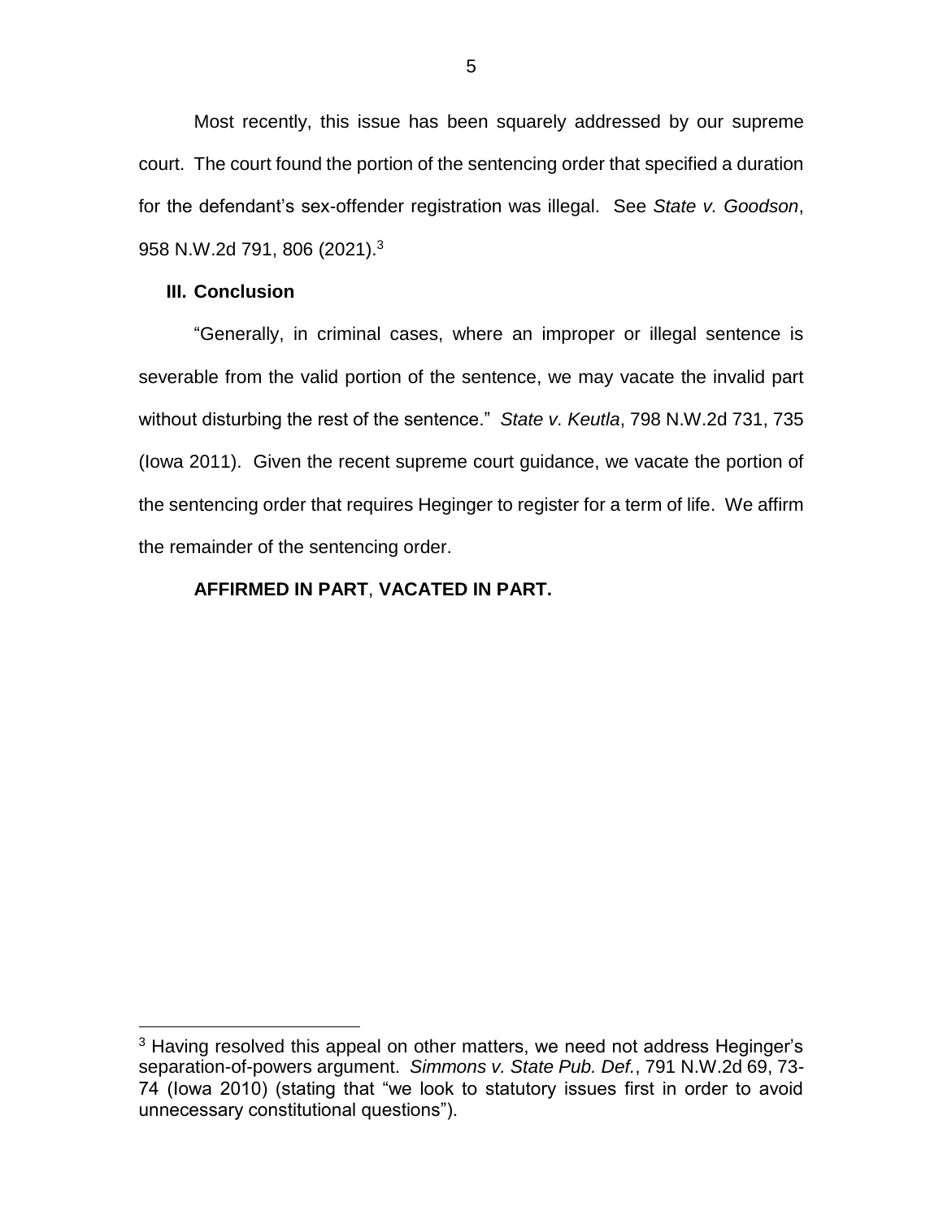Most recently, this issue has been squarely addressed by our supreme court. The court found the portion of the sentencing order that specified a duration for the defendant's sex-offender registration was illegal. See *State v. Goodson*, 958 N.W.2d 791, 806 (2021).[3]

### III. Conclusion

"Generally, in criminal cases, where an improper or illegal sentence is severable from the valid portion of the sentence, we may vacate the invalid part without disturbing the rest of the sentence." *State v. Keutla*, 798 N.W.2d 731, 735 (Iowa 2011). Given the recent supreme court guidance, we vacate the portion of the sentencing order that requires Heginger to register for a term of life. We affirm the remainder of the sentencing order.

**AFFIRMED IN PART**, **VACATED IN PART.**

---

[3] Having resolved this appeal on other matters, we need not address Heginger's separation-of-powers argument. *Simmons v. State Pub. Def.*, 791 N.W.2d 69, 73-74 (Iowa 2010) (stating that "we look to statutory issues first in order to avoid unnecessary constitutional questions").